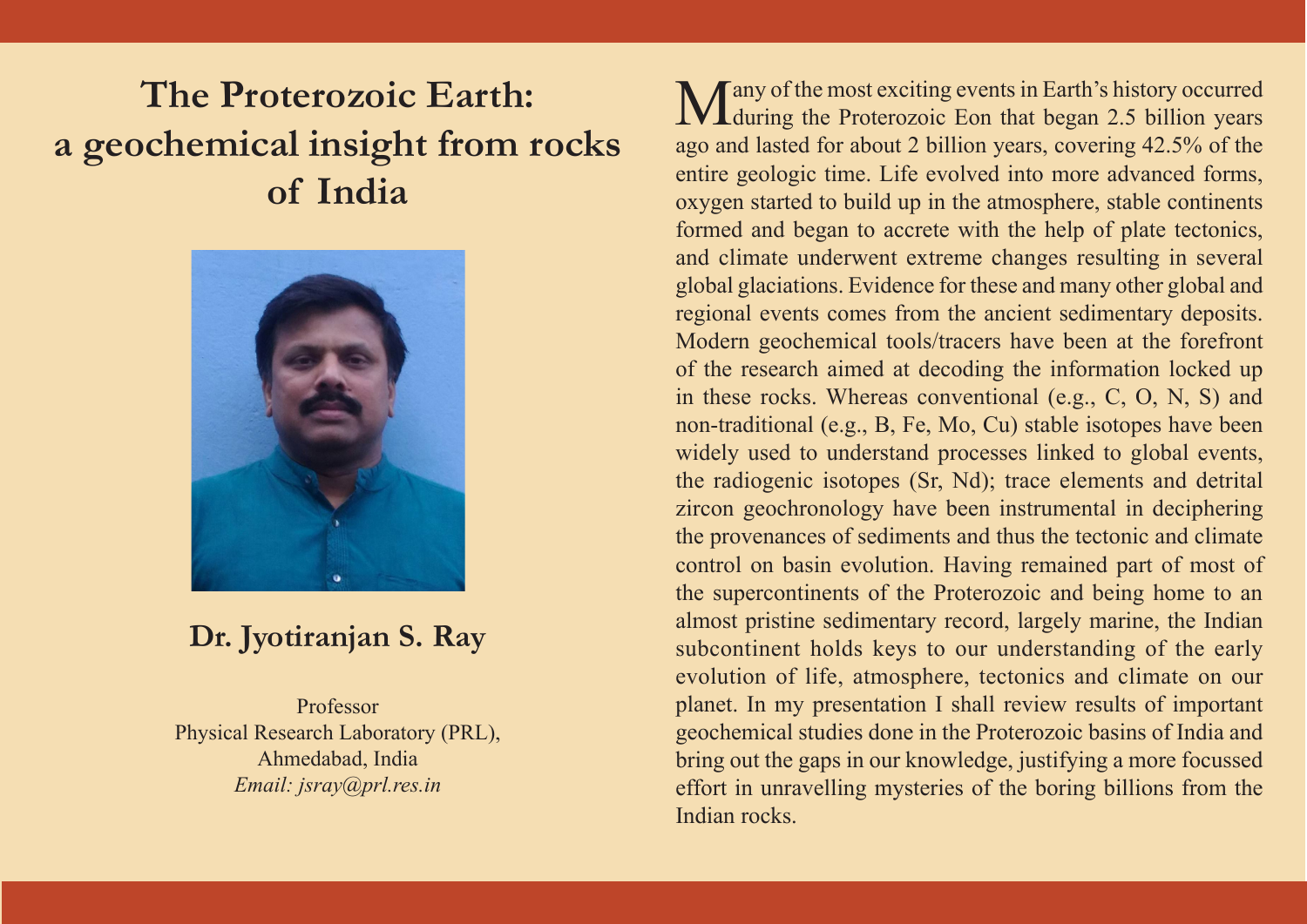# The Proterozoic Earth: a geochemical insight from rocks of India

**Dr. Jyotiranjan S. Ray**

Professor
Physical Research Laboratory (PRL),
Ahmedabad, India
*Email: jsray@prl.res.in*

Many of the most exciting events in Earth's history occurred during the Proterozoic Eon that began 2.5 billion years ago and lasted for about 2 billion years, covering 42.5% of the entire geologic time. Life evolved into more advanced forms, oxygen started to build up in the atmosphere, stable continents formed and began to accrete with the help of plate tectonics, and climate underwent extreme changes resulting in several global glaciations. Evidence for these and many other global and regional events comes from the ancient sedimentary deposits. Modern geochemical tools/tracers have been at the forefront of the research aimed at decoding the information locked up in these rocks. Whereas conventional (e.g., C, O, N, S) and non-traditional (e.g., B, Fe, Mo, Cu) stable isotopes have been widely used to understand processes linked to global events, the radiogenic isotopes (Sr, Nd); trace elements and detrital zircon geochronology have been instrumental in deciphering the provenances of sediments and thus the tectonic and climate control on basin evolution. Having remained part of most of the supercontinents of the Proterozoic and being home to an almost pristine sedimentary record, largely marine, the Indian subcontinent holds keys to our understanding of the early evolution of life, atmosphere, tectonics and climate on our planet. In my presentation I shall review results of important geochemical studies done in the Proterozoic basins of India and bring out the gaps in our knowledge, justifying a more focussed effort in unravelling mysteries of the boring billions from the Indian rocks.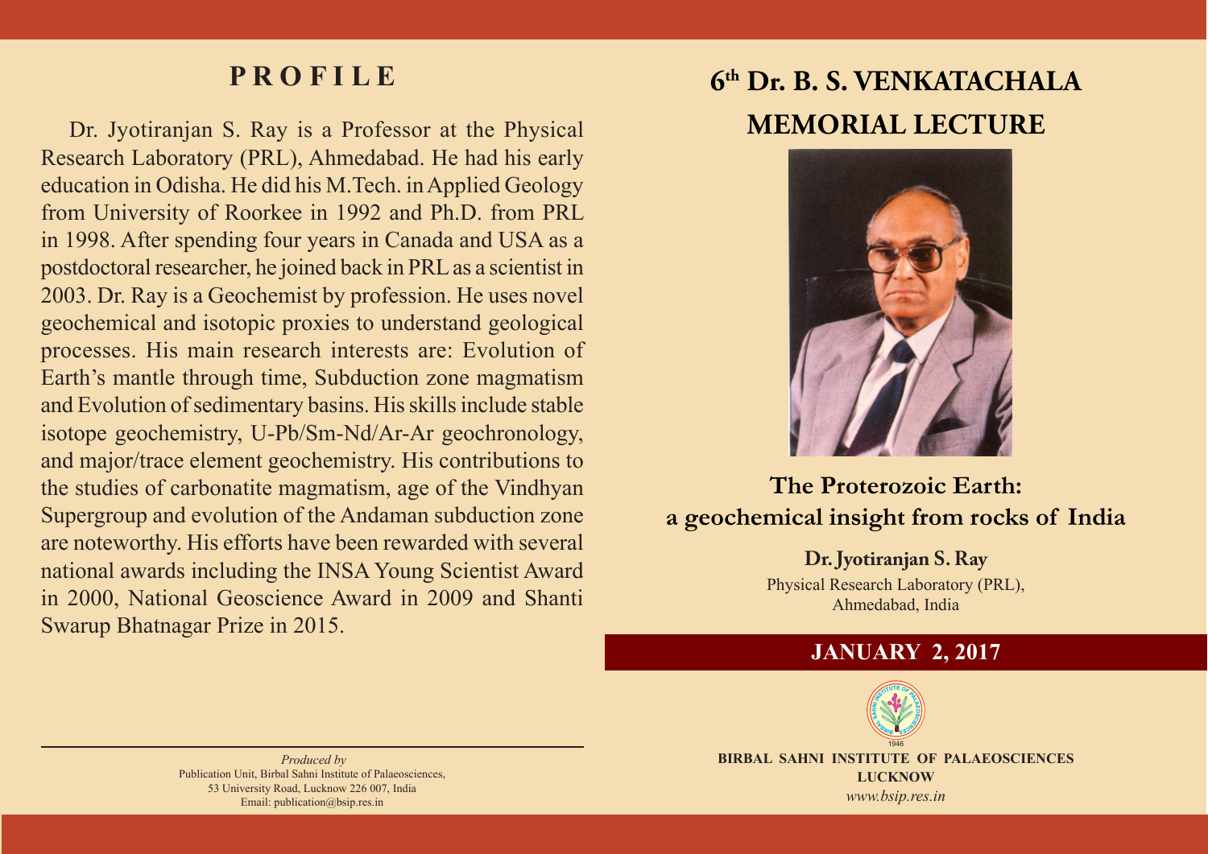# PROFILE

Dr. Jyotiranjan S. Ray is a Professor at the Physical Research Laboratory (PRL), Ahmedabad. He had his early education in Odisha. He did his M.Tech. in Applied Geology from University of Roorkee in 1992 and Ph.D. from PRL in 1998. After spending four years in Canada and USA as a postdoctoral researcher, he joined back in PRL as a scientist in 2003. Dr. Ray is a Geochemist by profession. He uses novel geochemical and isotopic proxies to understand geological processes. His main research interests are: Evolution of Earth's mantle through time, Subduction zone magmatism and Evolution of sedimentary basins. His skills include stable isotope geochemistry, U-Pb/Sm-Nd/Ar-Ar geochronology, and major/trace element geochemistry. His contributions to the studies of carbonatite magmatism, age of the Vindhyan Supergroup and evolution of the Andaman subduction zone are noteworthy. His efforts have been rewarded with several national awards including the INSA Young Scientist Award in 2000, National Geoscience Award in 2009 and Shanti Swarup Bhatnagar Prize in 2015.

*Produced by*
Publication Unit, Birbal Sahni Institute of Palaeosciences,
53 University Road, Lucknow 226 007, India
Email: publication@bsip.res.in

# 6th Dr. B. S. VENKATACHALA MEMORIAL LECTURE

## The Proterozoic Earth: a geochemical insight from rocks of India

**Dr. Jyotiranjan S. Ray**
Physical Research Laboratory (PRL),
Ahmedabad, India

**JANUARY 2, 2017**

BIRBAL SAHNI INSTITUTE OF PALAEOSCIENCES
LUCKNOW
*www.bsip.res.in*